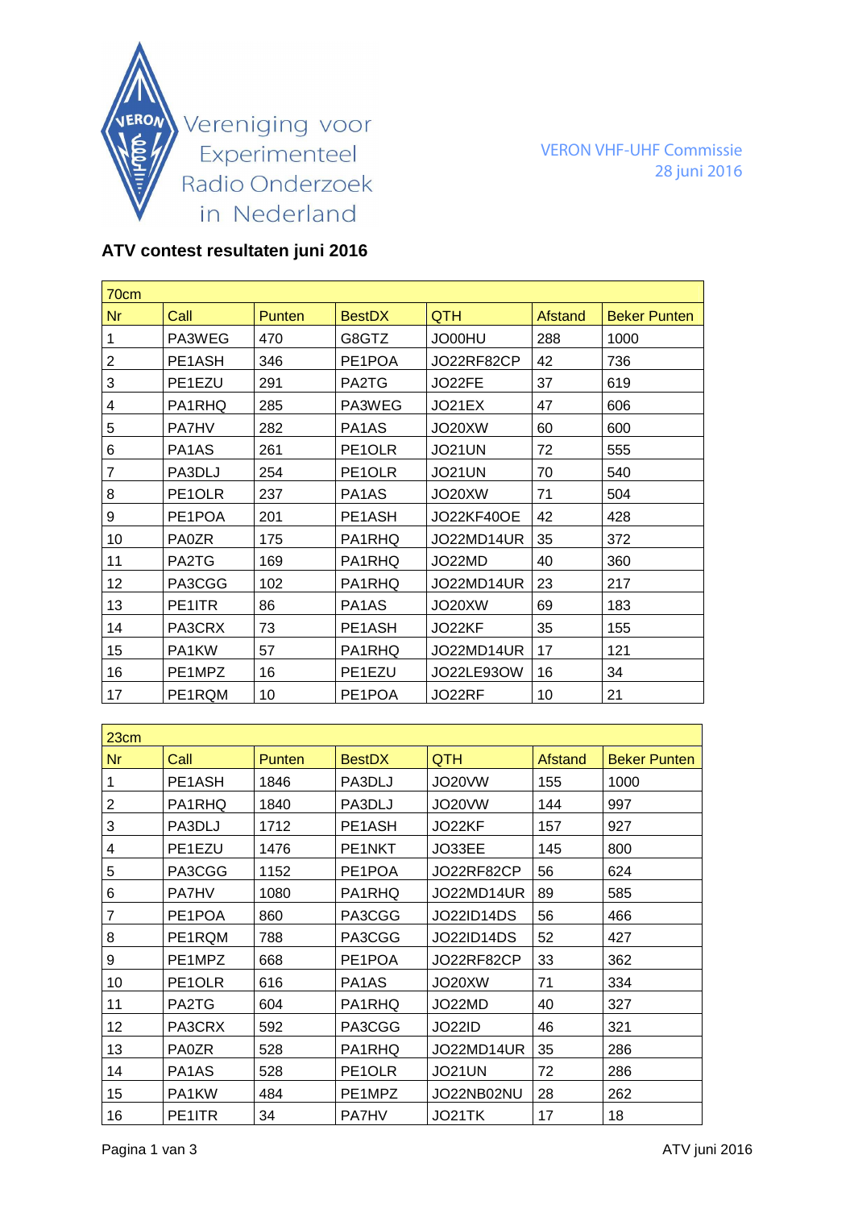Vereniging voor Experimenteel Radio Onderzoek in Nederland

VERON VHF-UHF Commissie
28 juni 2016

## ATV contest resultaten juni 2016

| 70cm | | | | | | |
|---|---|---|---|---|---|---|
| **Nr** | **Call** | **Punten** | **BestDX** | **QTH** | **Afstand** | **Beker Punten** |
| 1 | PA3WEG | 470 | G8GTZ | JO00HU | 288 | 1000 |
| 2 | PE1ASH | 346 | PE1POA | JO22RF82CP | 42 | 736 |
| 3 | PE1EZU | 291 | PA2TG | JO22FE | 37 | 619 |
| 4 | PA1RHQ | 285 | PA3WEG | JO21EX | 47 | 606 |
| 5 | PA7HV | 282 | PA1AS | JO20XW | 60 | 600 |
| 6 | PA1AS | 261 | PE1OLR | JO21UN | 72 | 555 |
| 7 | PA3DLJ | 254 | PE1OLR | JO21UN | 70 | 540 |
| 8 | PE1OLR | 237 | PA1AS | JO20XW | 71 | 504 |
| 9 | PE1POA | 201 | PE1ASH | JO22KF40OE | 42 | 428 |
| 10 | PA0ZR | 175 | PA1RHQ | JO22MD14UR | 35 | 372 |
| 11 | PA2TG | 169 | PA1RHQ | JO22MD | 40 | 360 |
| 12 | PA3CGG | 102 | PA1RHQ | JO22MD14UR | 23 | 217 |
| 13 | PE1ITR | 86 | PA1AS | JO20XW | 69 | 183 |
| 14 | PA3CRX | 73 | PE1ASH | JO22KF | 35 | 155 |
| 15 | PA1KW | 57 | PA1RHQ | JO22MD14UR | 17 | 121 |
| 16 | PE1MPZ | 16 | PE1EZU | JO22LE93OW | 16 | 34 |
| 17 | PE1RQM | 10 | PE1POA | JO22RF | 10 | 21 |

| 23cm | | | | | | |
|---|---|---|---|---|---|---|
| **Nr** | **Call** | **Punten** | **BestDX** | **QTH** | **Afstand** | **Beker Punten** |
| 1 | PE1ASH | 1846 | PA3DLJ | JO20VW | 155 | 1000 |
| 2 | PA1RHQ | 1840 | PA3DLJ | JO20VW | 144 | 997 |
| 3 | PA3DLJ | 1712 | PE1ASH | JO22KF | 157 | 927 |
| 4 | PE1EZU | 1476 | PE1NKT | JO33EE | 145 | 800 |
| 5 | PA3CGG | 1152 | PE1POA | JO22RF82CP | 56 | 624 |
| 6 | PA7HV | 1080 | PA1RHQ | JO22MD14UR | 89 | 585 |
| 7 | PE1POA | 860 | PA3CGG | JO22ID14DS | 56 | 466 |
| 8 | PE1RQM | 788 | PA3CGG | JO22ID14DS | 52 | 427 |
| 9 | PE1MPZ | 668 | PE1POA | JO22RF82CP | 33 | 362 |
| 10 | PE1OLR | 616 | PA1AS | JO20XW | 71 | 334 |
| 11 | PA2TG | 604 | PA1RHQ | JO22MD | 40 | 327 |
| 12 | PA3CRX | 592 | PA3CGG | JO22ID | 46 | 321 |
| 13 | PA0ZR | 528 | PA1RHQ | JO22MD14UR | 35 | 286 |
| 14 | PA1AS | 528 | PE1OLR | JO21UN | 72 | 286 |
| 15 | PA1KW | 484 | PE1MPZ | JO22NB02NU | 28 | 262 |
| 16 | PE1ITR | 34 | PA7HV | JO21TK | 17 | 18 |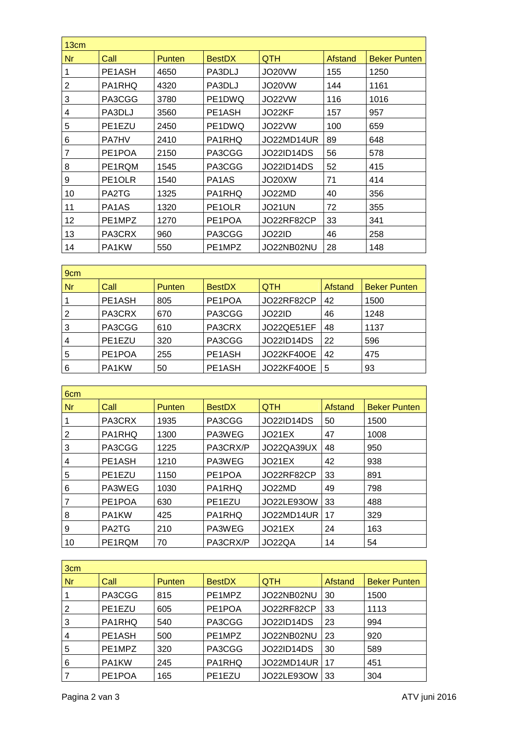| 13cm | | | | | | |
|---|---|---|---|---|---|---|
| Nr | Call | Punten | BestDX | QTH | Afstand | Beker Punten |
| 1 | PE1ASH | 4650 | PA3DLJ | JO20VW | 155 | 1250 |
| 2 | PA1RHQ | 4320 | PA3DLJ | JO20VW | 144 | 1161 |
| 3 | PA3CGG | 3780 | PE1DWQ | JO22VW | 116 | 1016 |
| 4 | PA3DLJ | 3560 | PE1ASH | JO22KF | 157 | 957 |
| 5 | PE1EZU | 2450 | PE1DWQ | JO22VW | 100 | 659 |
| 6 | PA7HV | 2410 | PA1RHQ | JO22MD14UR | 89 | 648 |
| 7 | PE1POA | 2150 | PA3CGG | JO22ID14DS | 56 | 578 |
| 8 | PE1RQM | 1545 | PA3CGG | JO22ID14DS | 52 | 415 |
| 9 | PE1OLR | 1540 | PA1AS | JO20XW | 71 | 414 |
| 10 | PA2TG | 1325 | PA1RHQ | JO22MD | 40 | 356 |
| 11 | PA1AS | 1320 | PE1OLR | JO21UN | 72 | 355 |
| 12 | PE1MPZ | 1270 | PE1POA | JO22RF82CP | 33 | 341 |
| 13 | PA3CRX | 960 | PA3CGG | JO22ID | 46 | 258 |
| 14 | PA1KW | 550 | PE1MPZ | JO22NB02NU | 28 | 148 |

| 9cm | | | | | | |
|---|---|---|---|---|---|---|
| Nr | Call | Punten | BestDX | QTH | Afstand | Beker Punten |
| 1 | PE1ASH | 805 | PE1POA | JO22RF82CP | 42 | 1500 |
| 2 | PA3CRX | 670 | PA3CGG | JO22ID | 46 | 1248 |
| 3 | PA3CGG | 610 | PA3CRX | JO22QE51EF | 48 | 1137 |
| 4 | PE1EZU | 320 | PA3CGG | JO22ID14DS | 22 | 596 |
| 5 | PE1POA | 255 | PE1ASH | JO22KF40OE | 42 | 475 |
| 6 | PA1KW | 50 | PE1ASH | JO22KF40OE | 5 | 93 |

| 6cm | | | | | | |
|---|---|---|---|---|---|---|
| Nr | Call | Punten | BestDX | QTH | Afstand | Beker Punten |
| 1 | PA3CRX | 1935 | PA3CGG | JO22ID14DS | 50 | 1500 |
| 2 | PA1RHQ | 1300 | PA3WEG | JO21EX | 47 | 1008 |
| 3 | PA3CGG | 1225 | PA3CRX/P | JO22QA39UX | 48 | 950 |
| 4 | PE1ASH | 1210 | PA3WEG | JO21EX | 42 | 938 |
| 5 | PE1EZU | 1150 | PE1POA | JO22RF82CP | 33 | 891 |
| 6 | PA3WEG | 1030 | PA1RHQ | JO22MD | 49 | 798 |
| 7 | PE1POA | 630 | PE1EZU | JO22LE93OW | 33 | 488 |
| 8 | PA1KW | 425 | PA1RHQ | JO22MD14UR | 17 | 329 |
| 9 | PA2TG | 210 | PA3WEG | JO21EX | 24 | 163 |
| 10 | PE1RQM | 70 | PA3CRX/P | JO22QA | 14 | 54 |

| 3cm | | | | | | |
|---|---|---|---|---|---|---|
| Nr | Call | Punten | BestDX | QTH | Afstand | Beker Punten |
| 1 | PA3CGG | 815 | PE1MPZ | JO22NB02NU | 30 | 1500 |
| 2 | PE1EZU | 605 | PE1POA | JO22RF82CP | 33 | 1113 |
| 3 | PA1RHQ | 540 | PA3CGG | JO22ID14DS | 23 | 994 |
| 4 | PE1ASH | 500 | PE1MPZ | JO22NB02NU | 23 | 920 |
| 5 | PE1MPZ | 320 | PA3CGG | JO22ID14DS | 30 | 589 |
| 6 | PA1KW | 245 | PA1RHQ | JO22MD14UR | 17 | 451 |
| 7 | PE1POA | 165 | PE1EZU | JO22LE93OW | 33 | 304 |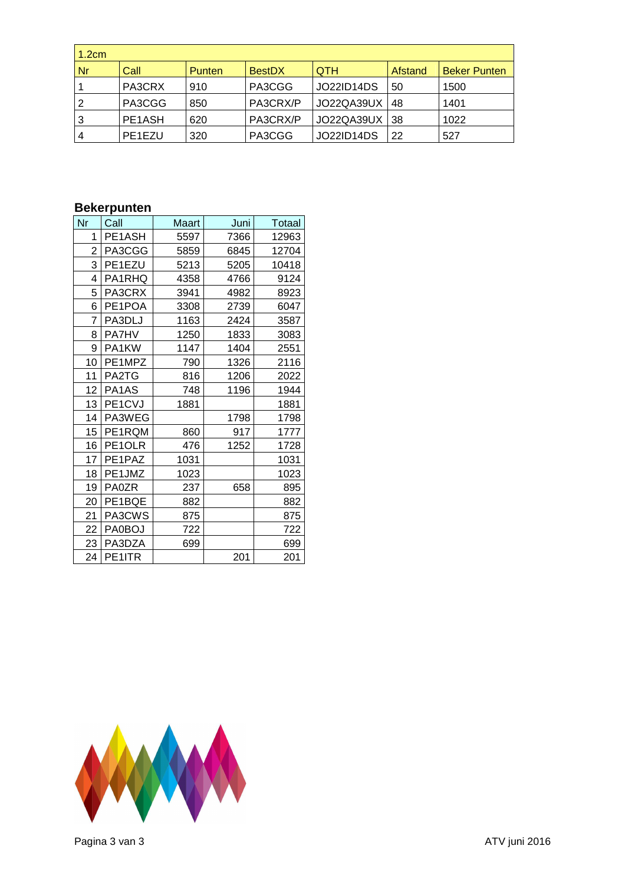| 1.2cm | | | | | | |
|---|---|---|---|---|---|---|
| Nr | Call | Punten | BestDX | QTH | Afstand | Beker Punten |
| 1 | PA3CRX | 910 | PA3CGG | JO22ID14DS | 50 | 1500 |
| 2 | PA3CGG | 850 | PA3CRX/P | JO22QA39UX | 48 | 1401 |
| 3 | PE1ASH | 620 | PA3CRX/P | JO22QA39UX | 38 | 1022 |
| 4 | PE1EZU | 320 | PA3CGG | JO22ID14DS | 22 | 527 |

**Bekerpunten**

| Nr | Call | Maart | Juni | Totaal |
|---|---|---|---|---|
| 1 | PE1ASH | 5597 | 7366 | 12963 |
| 2 | PA3CGG | 5859 | 6845 | 12704 |
| 3 | PE1EZU | 5213 | 5205 | 10418 |
| 4 | PA1RHQ | 4358 | 4766 | 9124 |
| 5 | PA3CRX | 3941 | 4982 | 8923 |
| 6 | PE1POA | 3308 | 2739 | 6047 |
| 7 | PA3DLJ | 1163 | 2424 | 3587 |
| 8 | PA7HV | 1250 | 1833 | 3083 |
| 9 | PA1KW | 1147 | 1404 | 2551 |
| 10 | PE1MPZ | 790 | 1326 | 2116 |
| 11 | PA2TG | 816 | 1206 | 2022 |
| 12 | PA1AS | 748 | 1196 | 1944 |
| 13 | PE1CVJ | 1881 | | 1881 |
| 14 | PA3WEG | | 1798 | 1798 |
| 15 | PE1RQM | 860 | 917 | 1777 |
| 16 | PE1OLR | 476 | 1252 | 1728 |
| 17 | PE1PAZ | 1031 | | 1031 |
| 18 | PE1JMZ | 1023 | | 1023 |
| 19 | PA0ZR | 237 | 658 | 895 |
| 20 | PE1BQE | 882 | | 882 |
| 21 | PA3CWS | 875 | | 875 |
| 22 | PA0BOJ | 722 | | 722 |
| 23 | PA3DZA | 699 | | 699 |
| 24 | PE1ITR | | 201 | 201 |